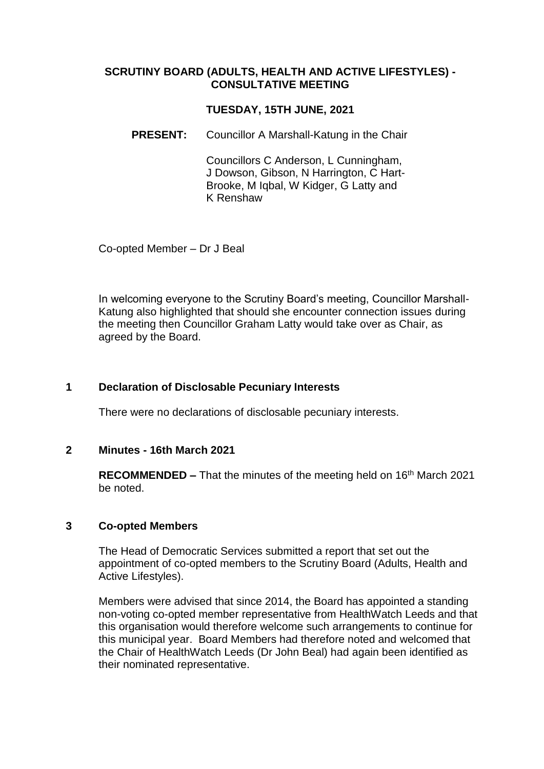# SCRUTINY BOARD (ADULTS, HEALTH AND ACTIVE LIFESTYLES) - CONSULTATIVE MEETING

## TUESDAY, 15TH JUNE, 2021

**PRESENT:** Councillor A Marshall-Katung in the Chair

Councillors C Anderson, L Cunningham, J Dowson, Gibson, N Harrington, C Hart-Brooke, M Iqbal, W Kidger, G Latty and K Renshaw

Co-opted Member – Dr J Beal

In welcoming everyone to the Scrutiny Board's meeting, Councillor Marshall-Katung also highlighted that should she encounter connection issues during the meeting then Councillor Graham Latty would take over as Chair, as agreed by the Board.

### 1 Declaration of Disclosable Pecuniary Interests

There were no declarations of disclosable pecuniary interests.

### 2 Minutes - 16th March 2021

**RECOMMENDED –** That the minutes of the meeting held on 16th March 2021 be noted.

### 3 Co-opted Members

The Head of Democratic Services submitted a report that set out the appointment of co-opted members to the Scrutiny Board (Adults, Health and Active Lifestyles).

Members were advised that since 2014, the Board has appointed a standing non-voting co-opted member representative from HealthWatch Leeds and that this organisation would therefore welcome such arrangements to continue for this municipal year. Board Members had therefore noted and welcomed that the Chair of HealthWatch Leeds (Dr John Beal) had again been identified as their nominated representative.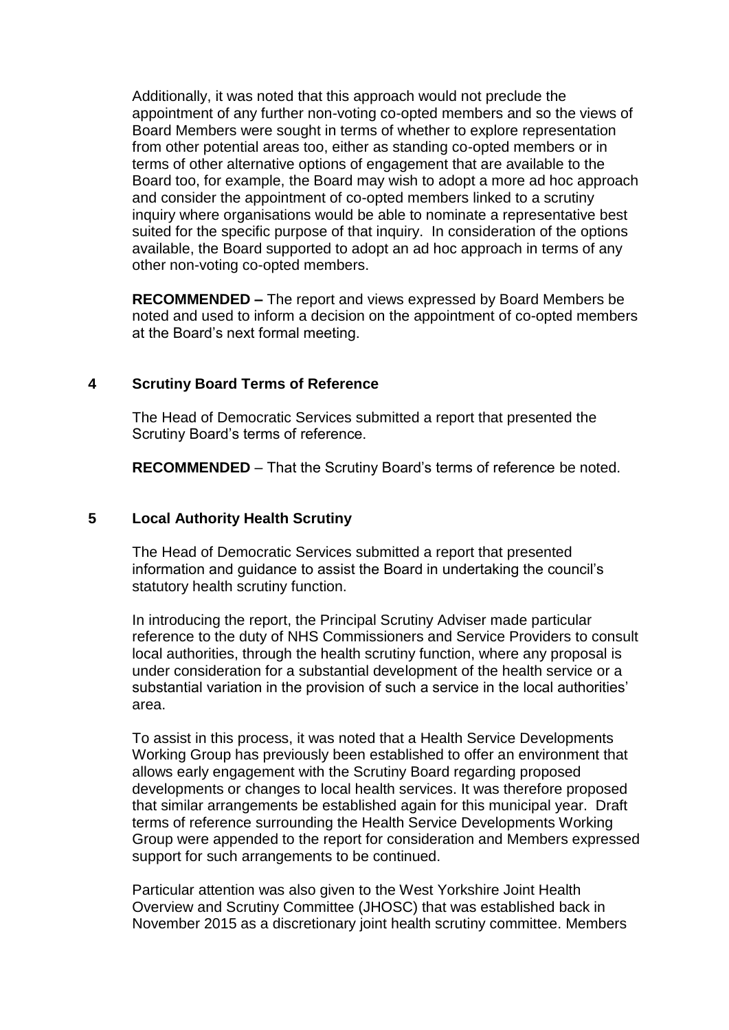Additionally, it was noted that this approach would not preclude the appointment of any further non-voting co-opted members and so the views of Board Members were sought in terms of whether to explore representation from other potential areas too, either as standing co-opted members or in terms of other alternative options of engagement that are available to the Board too, for example, the Board may wish to adopt a more ad hoc approach and consider the appointment of co-opted members linked to a scrutiny inquiry where organisations would be able to nominate a representative best suited for the specific purpose of that inquiry. In consideration of the options available, the Board supported to adopt an ad hoc approach in terms of any other non-voting co-opted members.

**RECOMMENDED –** The report and views expressed by Board Members be noted and used to inform a decision on the appointment of co-opted members at the Board's next formal meeting.

## 4 Scrutiny Board Terms of Reference

The Head of Democratic Services submitted a report that presented the Scrutiny Board's terms of reference.

**RECOMMENDED** – That the Scrutiny Board's terms of reference be noted.

## 5 Local Authority Health Scrutiny

The Head of Democratic Services submitted a report that presented information and guidance to assist the Board in undertaking the council's statutory health scrutiny function.

In introducing the report, the Principal Scrutiny Adviser made particular reference to the duty of NHS Commissioners and Service Providers to consult local authorities, through the health scrutiny function, where any proposal is under consideration for a substantial development of the health service or a substantial variation in the provision of such a service in the local authorities' area.

To assist in this process, it was noted that a Health Service Developments Working Group has previously been established to offer an environment that allows early engagement with the Scrutiny Board regarding proposed developments or changes to local health services. It was therefore proposed that similar arrangements be established again for this municipal year. Draft terms of reference surrounding the Health Service Developments Working Group were appended to the report for consideration and Members expressed support for such arrangements to be continued.

Particular attention was also given to the West Yorkshire Joint Health Overview and Scrutiny Committee (JHOSC) that was established back in November 2015 as a discretionary joint health scrutiny committee. Members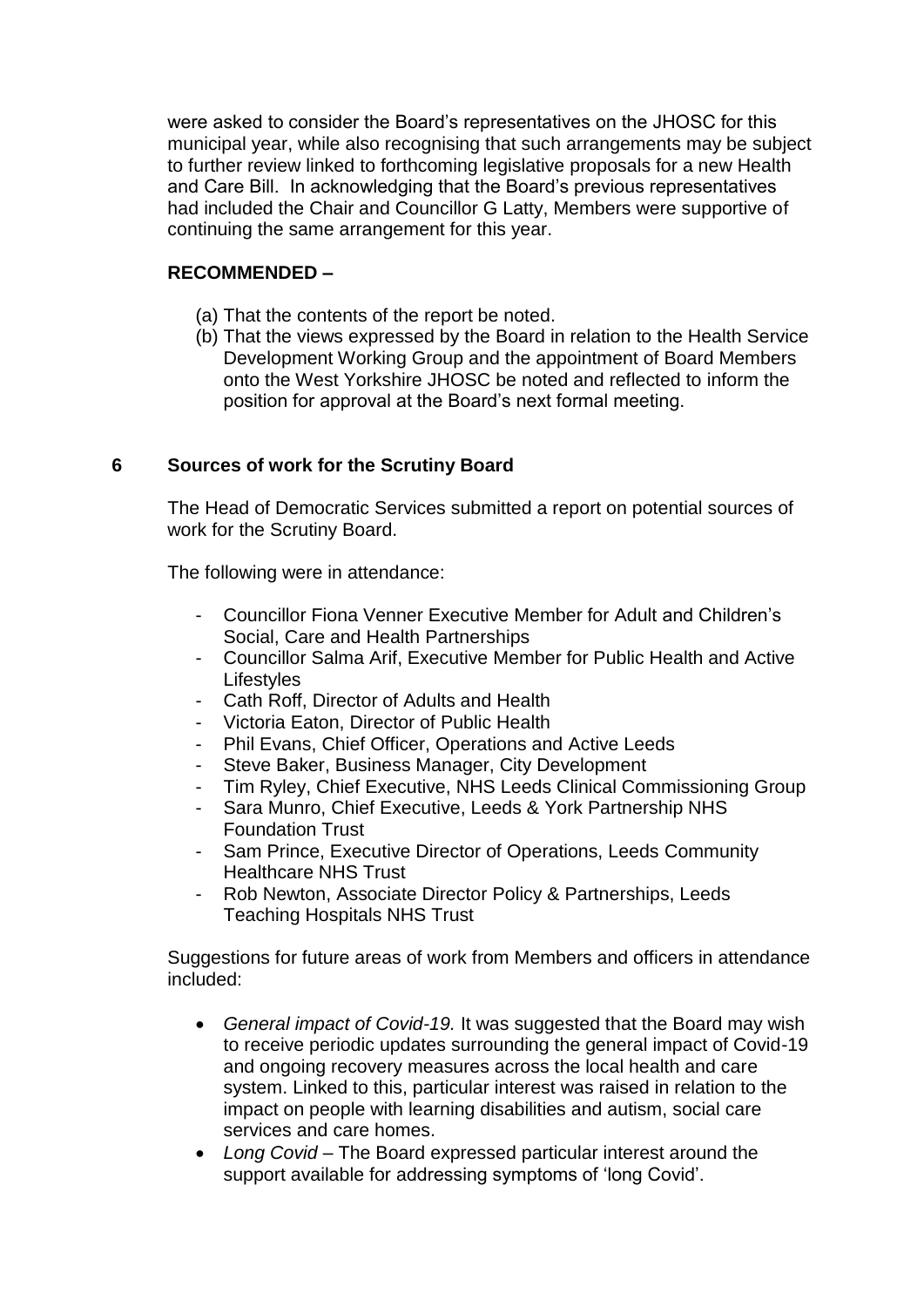were asked to consider the Board's representatives on the JHOSC for this municipal year, while also recognising that such arrangements may be subject to further review linked to forthcoming legislative proposals for a new Health and Care Bill. In acknowledging that the Board's previous representatives had included the Chair and Councillor G Latty, Members were supportive of continuing the same arrangement for this year.

**RECOMMENDED –**

(a) That the contents of the report be noted.
(b) That the views expressed by the Board in relation to the Health Service Development Working Group and the appointment of Board Members onto the West Yorkshire JHOSC be noted and reflected to inform the position for approval at the Board's next formal meeting.

## 6 Sources of work for the Scrutiny Board

The Head of Democratic Services submitted a report on potential sources of work for the Scrutiny Board.

The following were in attendance:

- Councillor Fiona Venner Executive Member for Adult and Children's Social, Care and Health Partnerships
- Councillor Salma Arif, Executive Member for Public Health and Active Lifestyles
- Cath Roff, Director of Adults and Health
- Victoria Eaton, Director of Public Health
- Phil Evans, Chief Officer, Operations and Active Leeds
- Steve Baker, Business Manager, City Development
- Tim Ryley, Chief Executive, NHS Leeds Clinical Commissioning Group
- Sara Munro, Chief Executive, Leeds & York Partnership NHS Foundation Trust
- Sam Prince, Executive Director of Operations, Leeds Community Healthcare NHS Trust
- Rob Newton, Associate Director Policy & Partnerships, Leeds Teaching Hospitals NHS Trust

Suggestions for future areas of work from Members and officers in attendance included:

- *General impact of Covid-19.* It was suggested that the Board may wish to receive periodic updates surrounding the general impact of Covid-19 and ongoing recovery measures across the local health and care system. Linked to this, particular interest was raised in relation to the impact on people with learning disabilities and autism, social care services and care homes.
- *Long Covid* – The Board expressed particular interest around the support available for addressing symptoms of 'long Covid'.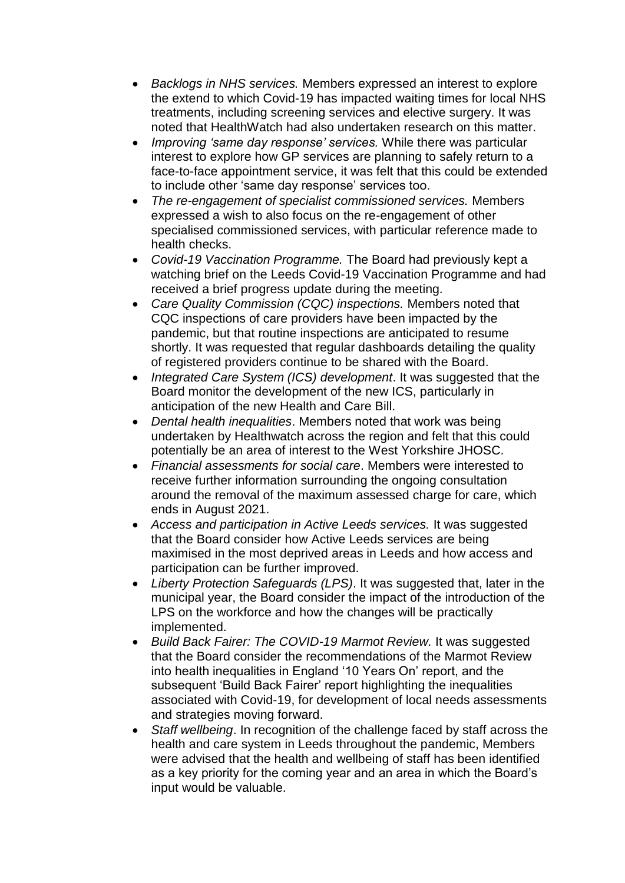- *Backlogs in NHS services.* Members expressed an interest to explore the extend to which Covid-19 has impacted waiting times for local NHS treatments, including screening services and elective surgery. It was noted that HealthWatch had also undertaken research on this matter.
- *Improving 'same day response' services.* While there was particular interest to explore how GP services are planning to safely return to a face-to-face appointment service, it was felt that this could be extended to include other 'same day response' services too.
- *The re-engagement of specialist commissioned services.* Members expressed a wish to also focus on the re-engagement of other specialised commissioned services, with particular reference made to health checks.
- *Covid-19 Vaccination Programme.* The Board had previously kept a watching brief on the Leeds Covid-19 Vaccination Programme and had received a brief progress update during the meeting.
- *Care Quality Commission (CQC) inspections.* Members noted that CQC inspections of care providers have been impacted by the pandemic, but that routine inspections are anticipated to resume shortly. It was requested that regular dashboards detailing the quality of registered providers continue to be shared with the Board.
- *Integrated Care System (ICS) development*. It was suggested that the Board monitor the development of the new ICS, particularly in anticipation of the new Health and Care Bill.
- *Dental health inequalities*. Members noted that work was being undertaken by Healthwatch across the region and felt that this could potentially be an area of interest to the West Yorkshire JHOSC.
- *Financial assessments for social care*. Members were interested to receive further information surrounding the ongoing consultation around the removal of the maximum assessed charge for care, which ends in August 2021.
- *Access and participation in Active Leeds services.* It was suggested that the Board consider how Active Leeds services are being maximised in the most deprived areas in Leeds and how access and participation can be further improved.
- *Liberty Protection Safeguards (LPS)*. It was suggested that, later in the municipal year, the Board consider the impact of the introduction of the LPS on the workforce and how the changes will be practically implemented.
- *Build Back Fairer: The COVID-19 Marmot Review.* It was suggested that the Board consider the recommendations of the Marmot Review into health inequalities in England '10 Years On' report, and the subsequent 'Build Back Fairer' report highlighting the inequalities associated with Covid-19, for development of local needs assessments and strategies moving forward.
- *Staff wellbeing*. In recognition of the challenge faced by staff across the health and care system in Leeds throughout the pandemic, Members were advised that the health and wellbeing of staff has been identified as a key priority for the coming year and an area in which the Board's input would be valuable.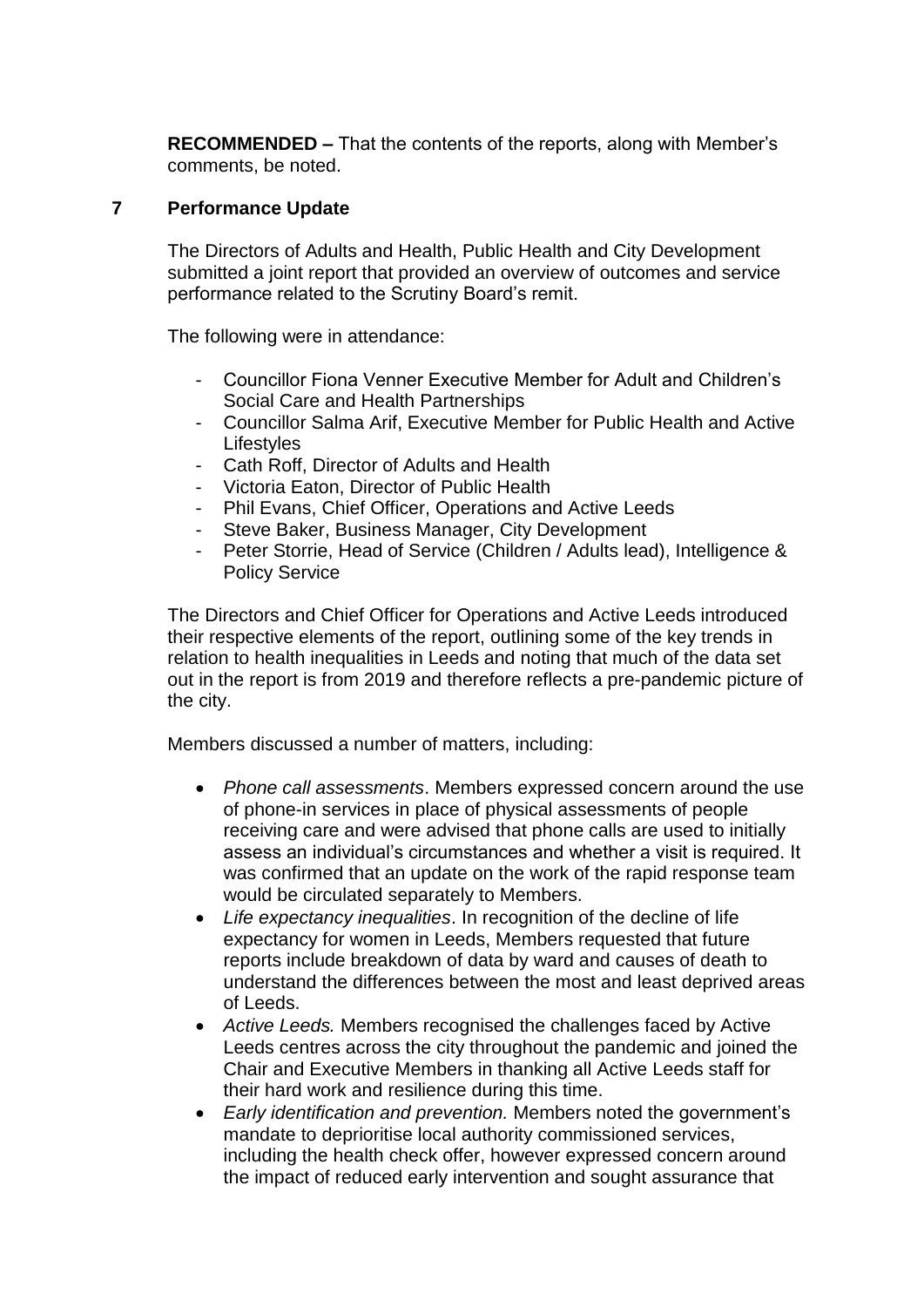**RECOMMENDED –** That the contents of the reports, along with Member's comments, be noted.

## 7 Performance Update

The Directors of Adults and Health, Public Health and City Development submitted a joint report that provided an overview of outcomes and service performance related to the Scrutiny Board's remit.

The following were in attendance:

- Councillor Fiona Venner Executive Member for Adult and Children's Social Care and Health Partnerships
- Councillor Salma Arif, Executive Member for Public Health and Active Lifestyles
- Cath Roff, Director of Adults and Health
- Victoria Eaton, Director of Public Health
- Phil Evans, Chief Officer, Operations and Active Leeds
- Steve Baker, Business Manager, City Development
- Peter Storrie, Head of Service (Children / Adults lead), Intelligence & Policy Service

The Directors and Chief Officer for Operations and Active Leeds introduced their respective elements of the report, outlining some of the key trends in relation to health inequalities in Leeds and noting that much of the data set out in the report is from 2019 and therefore reflects a pre-pandemic picture of the city.

Members discussed a number of matters, including:

- *Phone call assessments*. Members expressed concern around the use of phone-in services in place of physical assessments of people receiving care and were advised that phone calls are used to initially assess an individual's circumstances and whether a visit is required. It was confirmed that an update on the work of the rapid response team would be circulated separately to Members.
- *Life expectancy inequalities*. In recognition of the decline of life expectancy for women in Leeds, Members requested that future reports include breakdown of data by ward and causes of death to understand the differences between the most and least deprived areas of Leeds.
- *Active Leeds.* Members recognised the challenges faced by Active Leeds centres across the city throughout the pandemic and joined the Chair and Executive Members in thanking all Active Leeds staff for their hard work and resilience during this time.
- *Early identification and prevention.* Members noted the government's mandate to deprioritise local authority commissioned services, including the health check offer, however expressed concern around the impact of reduced early intervention and sought assurance that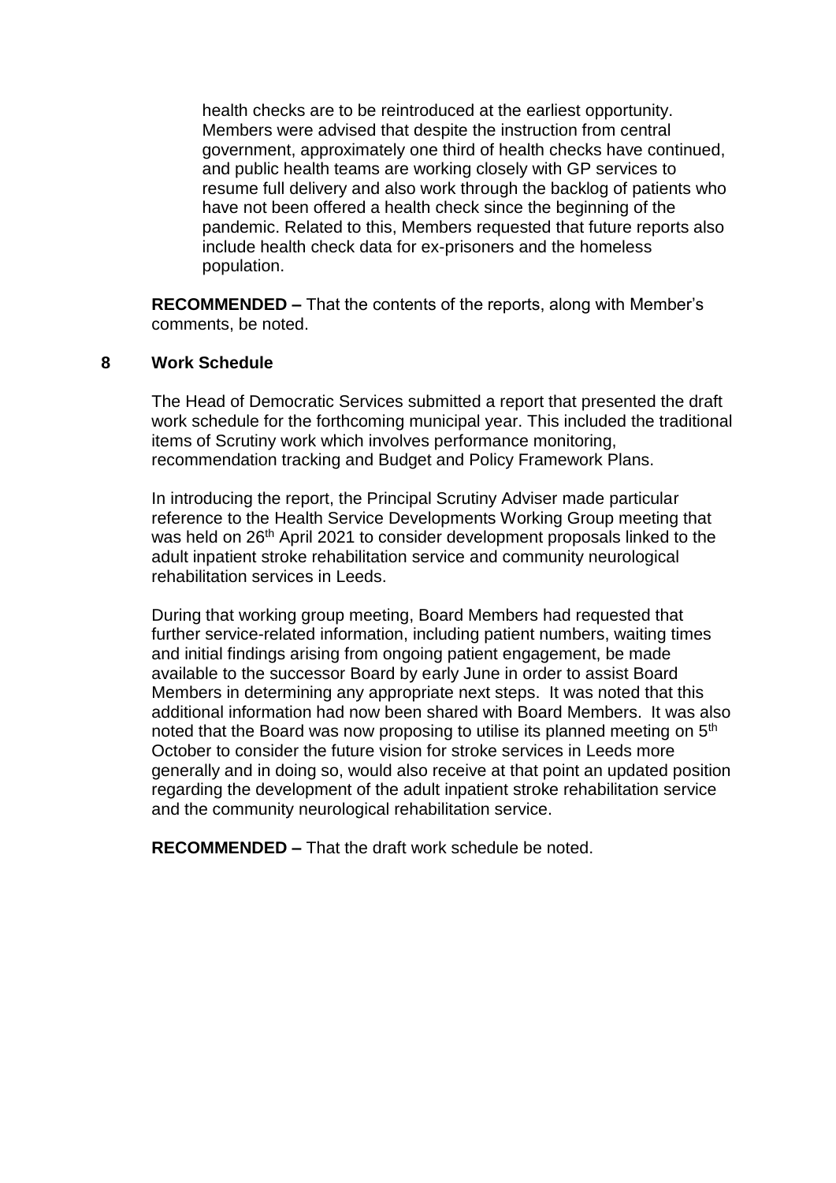health checks are to be reintroduced at the earliest opportunity. Members were advised that despite the instruction from central government, approximately one third of health checks have continued, and public health teams are working closely with GP services to resume full delivery and also work through the backlog of patients who have not been offered a health check since the beginning of the pandemic. Related to this, Members requested that future reports also include health check data for ex-prisoners and the homeless population.

**RECOMMENDED –** That the contents of the reports, along with Member's comments, be noted.

## 8 Work Schedule

The Head of Democratic Services submitted a report that presented the draft work schedule for the forthcoming municipal year. This included the traditional items of Scrutiny work which involves performance monitoring, recommendation tracking and Budget and Policy Framework Plans.

In introducing the report, the Principal Scrutiny Adviser made particular reference to the Health Service Developments Working Group meeting that was held on 26th April 2021 to consider development proposals linked to the adult inpatient stroke rehabilitation service and community neurological rehabilitation services in Leeds.

During that working group meeting, Board Members had requested that further service-related information, including patient numbers, waiting times and initial findings arising from ongoing patient engagement, be made available to the successor Board by early June in order to assist Board Members in determining any appropriate next steps. It was noted that this additional information had now been shared with Board Members. It was also noted that the Board was now proposing to utilise its planned meeting on 5th October to consider the future vision for stroke services in Leeds more generally and in doing so, would also receive at that point an updated position regarding the development of the adult inpatient stroke rehabilitation service and the community neurological rehabilitation service.

**RECOMMENDED –** That the draft work schedule be noted.